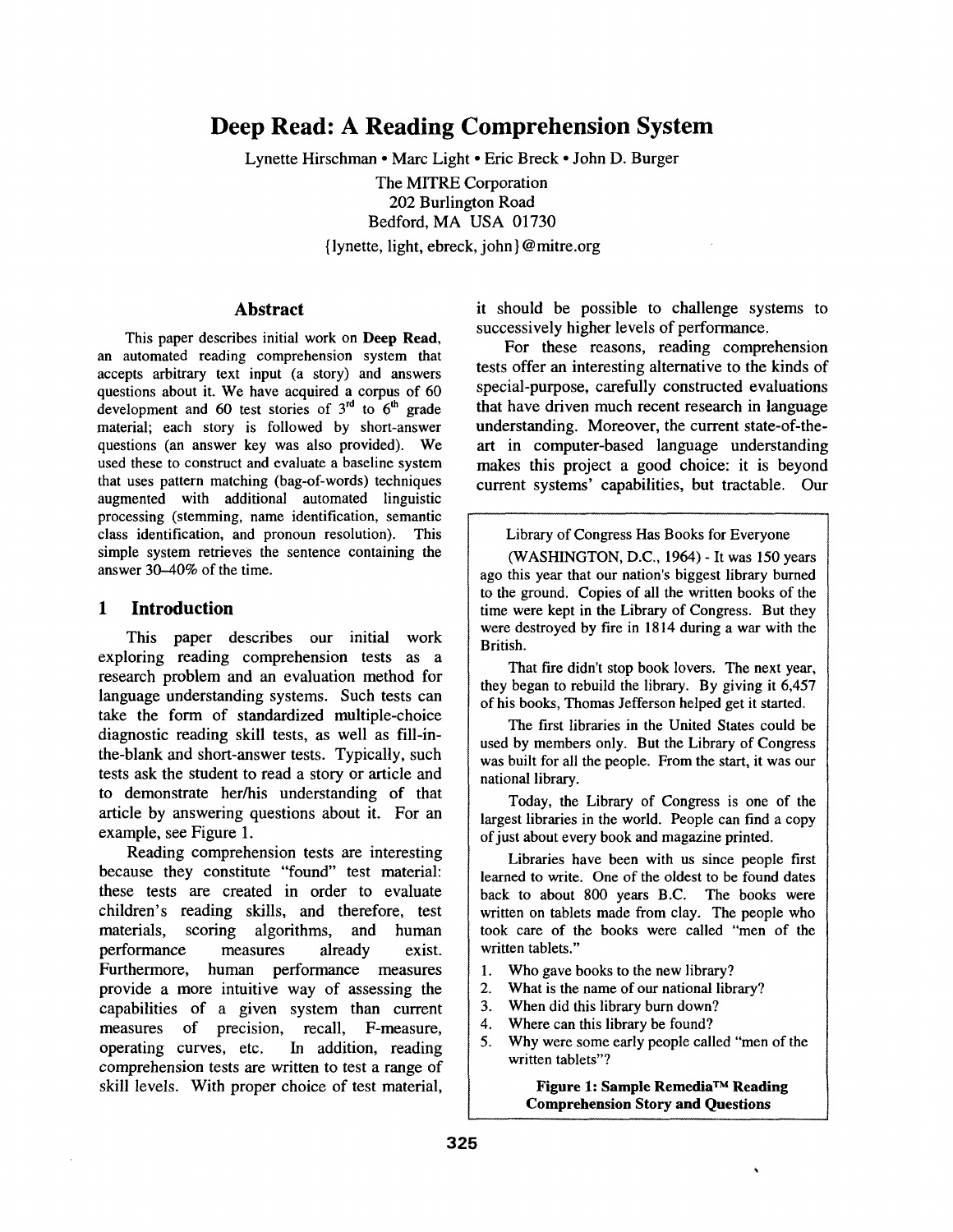# Deep Read: A Reading Comprehension System

Lynette Hirschman • Marc Light • Eric Breck • John D. Burger

The MITRE Corporation
202 Burlington Road
Bedford, MA USA 01730

{lynette, light, ebreck, john}@mitre.org

## Abstract

This paper describes initial work on **Deep Read**, an automated reading comprehension system that accepts arbitrary text input (a story) and answers questions about it. We have acquired a corpus of 60 development and 60 test stories of 3rd to 6th grade material; each story is followed by short-answer questions (an answer key was also provided). We used these to construct and evaluate a baseline system that uses pattern matching (bag-of-words) techniques augmented with additional automated linguistic processing (stemming, name identification, semantic class identification, and pronoun resolution). This simple system retrieves the sentence containing the answer 30–40% of the time.

## 1 Introduction

This paper describes our initial work exploring reading comprehension tests as a research problem and an evaluation method for language understanding systems. Such tests can take the form of standardized multiple-choice diagnostic reading skill tests, as well as fill-in-the-blank and short-answer tests. Typically, such tests ask the student to read a story or article and to demonstrate her/his understanding of that article by answering questions about it. For an example, see Figure 1.

Reading comprehension tests are interesting because they constitute "found" test material: these tests are created in order to evaluate children's reading skills, and therefore, test materials, scoring algorithms, and human performance measures already exist. Furthermore, human performance measures provide a more intuitive way of assessing the capabilities of a given system than current measures of precision, recall, F-measure, operating curves, etc. In addition, reading comprehension tests are written to test a range of skill levels. With proper choice of test material, it should be possible to challenge systems to successively higher levels of performance.

For these reasons, reading comprehension tests offer an interesting alternative to the kinds of special-purpose, carefully constructed evaluations that have driven much recent research in language understanding. Moreover, the current state-of-the-art in computer-based language understanding makes this project a good choice: it is beyond current systems' capabilities, but tractable. Our

---

Library of Congress Has Books for Everyone

(WASHINGTON, D.C., 1964) - It was 150 years ago this year that our nation's biggest library burned to the ground. Copies of all the written books of the time were kept in the Library of Congress. But they were destroyed by fire in 1814 during a war with the British.

That fire didn't stop book lovers. The next year, they began to rebuild the library. By giving it 6,457 of his books, Thomas Jefferson helped get it started.

The first libraries in the United States could be used by members only. But the Library of Congress was built for all the people. From the start, it was our national library.

Today, the Library of Congress is one of the largest libraries in the world. People can find a copy of just about every book and magazine printed.

Libraries have been with us since people first learned to write. One of the oldest to be found dates back to about 800 years B.C. The books were written on tablets made from clay. The people who took care of the books were called "men of the written tablets."

1. Who gave books to the new library?
2. What is the name of our national library?
3. When did this library burn down?
4. Where can this library be found?
5. Why were some early people called "men of the written tablets"?

**Figure 1: Sample Remedia™ Reading Comprehension Story and Questions**

---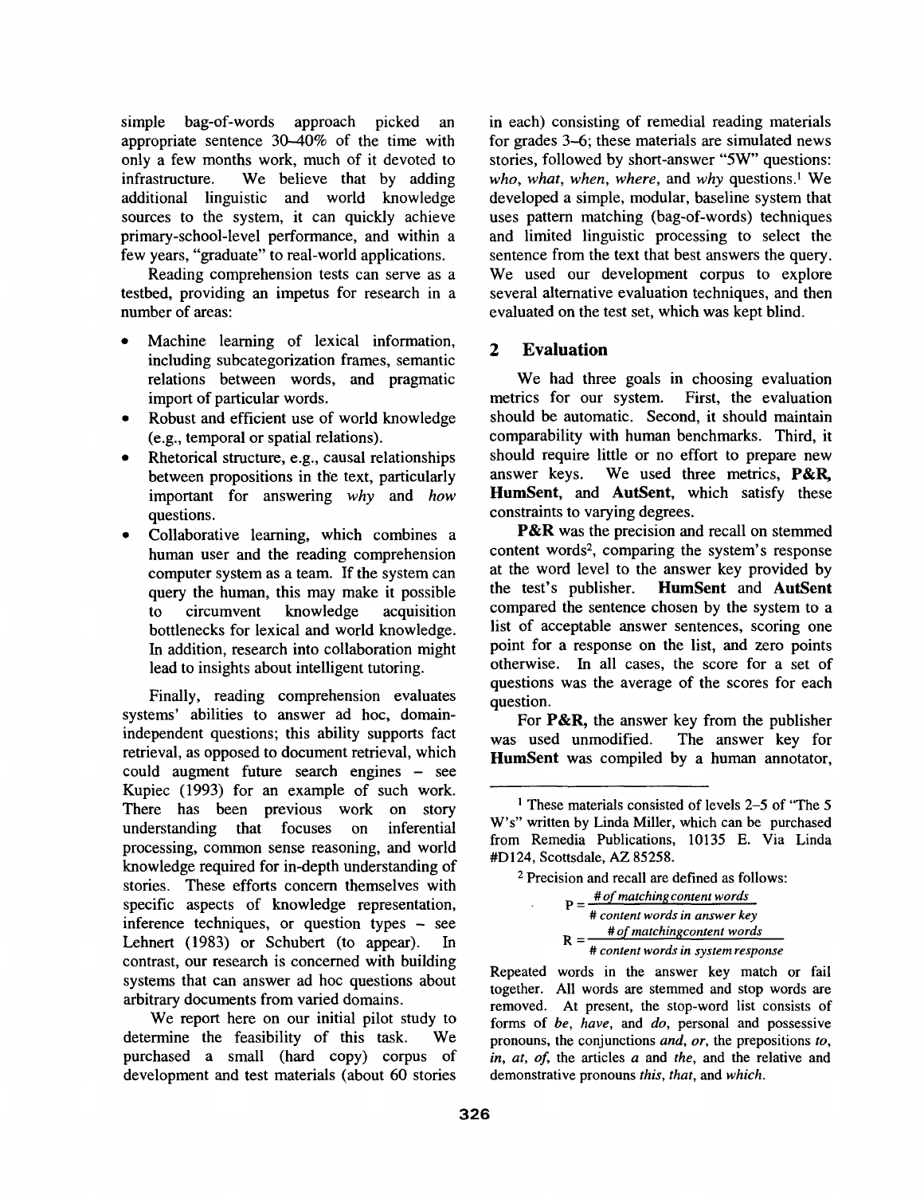simple bag-of-words approach picked an appropriate sentence 30–40% of the time with only a few months work, much of it devoted to infrastructure. We believe that by adding additional linguistic and world knowledge sources to the system, it can quickly achieve primary-school-level performance, and within a few years, "graduate" to real-world applications.

Reading comprehension tests can serve as a testbed, providing an impetus for research in a number of areas:

- Machine learning of lexical information, including subcategorization frames, semantic relations between words, and pragmatic import of particular words.
- Robust and efficient use of world knowledge (e.g., temporal or spatial relations).
- Rhetorical structure, e.g., causal relationships between propositions in the text, particularly important for answering *why* and *how* questions.
- Collaborative learning, which combines a human user and the reading comprehension computer system as a team. If the system can query the human, this may make it possible to circumvent knowledge acquisition bottlenecks for lexical and world knowledge. In addition, research into collaboration might lead to insights about intelligent tutoring.

Finally, reading comprehension evaluates systems' abilities to answer ad hoc, domain-independent questions; this ability supports fact retrieval, as opposed to document retrieval, which could augment future search engines – see Kupiec (1993) for an example of such work. There has been previous work on story understanding that focuses on inferential processing, common sense reasoning, and world knowledge required for in-depth understanding of stories. These efforts concern themselves with specific aspects of knowledge representation, inference techniques, or question types – see Lehnert (1983) or Schubert (to appear). In contrast, our research is concerned with building systems that can answer ad hoc questions about arbitrary documents from varied domains.

We report here on our initial pilot study to determine the feasibility of this task. We purchased a small (hard copy) corpus of development and test materials (about 60 stories in each) consisting of remedial reading materials for grades 3–6; these materials are simulated news stories, followed by short-answer "5W" questions: *who*, *what*, *when*, *where*, and *why* questions.[1] We developed a simple, modular, baseline system that uses pattern matching (bag-of-words) techniques and limited linguistic processing to select the sentence from the text that best answers the query. We used our development corpus to explore several alternative evaluation techniques, and then evaluated on the test set, which was kept blind.

## 2 Evaluation

We had three goals in choosing evaluation metrics for our system. First, the evaluation should be automatic. Second, it should maintain comparability with human benchmarks. Third, it should require little or no effort to prepare new answer keys. We used three metrics, **P&R**, **HumSent**, and **AutSent**, which satisfy these constraints to varying degrees.

**P&R** was the precision and recall on stemmed content words[2], comparing the system's response at the word level to the answer key provided by the test's publisher. **HumSent** and **AutSent** compared the sentence chosen by the system to a list of acceptable answer sentences, scoring one point for a response on the list, and zero points otherwise. In all cases, the score for a set of questions was the average of the scores for each question.

For **P&R**, the answer key from the publisher was used unmodified. The answer key for **HumSent** was compiled by a human annotator,

---

[1] These materials consisted of levels 2–5 of "The 5 W's" written by Linda Miller, which can be purchased from Remedia Publications, 10135 E. Via Linda #D124, Scottsdale, AZ 85258.

[2] Precision and recall are defined as follows:

$$P = \frac{\#\ of\ matching\ content\ words}{\#\ content\ words\ in\ answer\ key}$$

$$R = \frac{\#\ of\ matching\ content\ words}{\#\ content\ words\ in\ system\ response}$$

Repeated words in the answer key match or fail together. All words are stemmed and stop words are removed. At present, the stop-word list consists of forms of *be*, *have*, and *do*, personal and possessive pronouns, the conjunctions *and*, *or*, the prepositions *to*, *in*, *at*, *of*, the articles *a* and *the*, and the relative and demonstrative pronouns *this*, *that*, and *which*.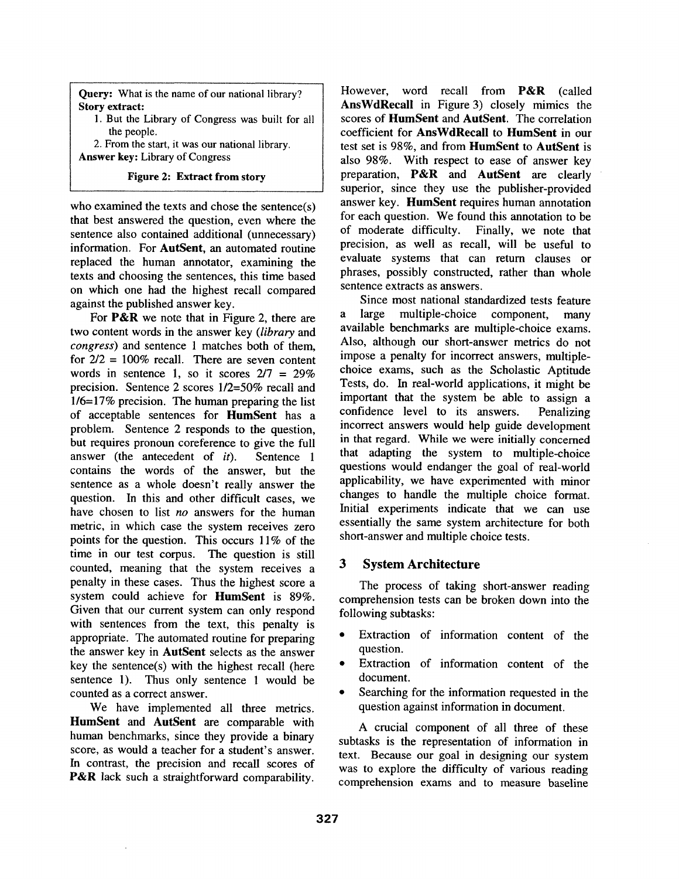**Query:** What is the name of our national library?
**Story extract:**

1. But the Library of Congress was built for all the people.
2. From the start, it was our national library.

**Answer key:** Library of Congress

**Figure 2: Extract from story**

who examined the texts and chose the sentence(s) that best answered the question, even where the sentence also contained additional (unnecessary) information. For **AutSent**, an automated routine replaced the human annotator, examining the texts and choosing the sentences, this time based on which one had the highest recall compared against the published answer key.

For **P&R** we note that in Figure 2, there are two content words in the answer key (*library* and *congress*) and sentence 1 matches both of them, for 2/2 = 100% recall. There are seven content words in sentence 1, so it scores 2/7 = 29% precision. Sentence 2 scores 1/2=50% recall and 1/6=17% precision. The human preparing the list of acceptable sentences for **HumSent** has a problem. Sentence 2 responds to the question, but requires pronoun coreference to give the full answer (the antecedent of *it*). Sentence 1 contains the words of the answer, but the sentence as a whole doesn't really answer the question. In this and other difficult cases, we have chosen to list *no* answers for the human metric, in which case the system receives zero points for the question. This occurs 11% of the time in our test corpus. The question is still counted, meaning that the system receives a penalty in these cases. Thus the highest score a system could achieve for **HumSent** is 89%. Given that our current system can only respond with sentences from the text, this penalty is appropriate. The automated routine for preparing the answer key in **AutSent** selects as the answer key the sentence(s) with the highest recall (here sentence 1). Thus only sentence 1 would be counted as a correct answer.

We have implemented all three metrics. **HumSent** and **AutSent** are comparable with human benchmarks, since they provide a binary score, as would a teacher for a student's answer. In contrast, the precision and recall scores of **P&R** lack such a straightforward comparability. However, word recall from **P&R** (called **AnsWdRecall** in Figure 3) closely mimics the scores of **HumSent** and **AutSent**. The correlation coefficient for **AnsWdRecall** to **HumSent** in our test set is 98%, and from **HumSent** to **AutSent** is also 98%. With respect to ease of answer key preparation, **P&R** and **AutSent** are clearly superior, since they use the publisher-provided answer key. **HumSent** requires human annotation for each question. We found this annotation to be of moderate difficulty. Finally, we note that precision, as well as recall, will be useful to evaluate systems that can return clauses or phrases, possibly constructed, rather than whole sentence extracts as answers.

Since most national standardized tests feature a large multiple-choice component, many available benchmarks are multiple-choice exams. Also, although our short-answer metrics do not impose a penalty for incorrect answers, multiple-choice exams, such as the Scholastic Aptitude Tests, do. In real-world applications, it might be important that the system be able to assign a confidence level to its answers. Penalizing incorrect answers would help guide development in that regard. While we were initially concerned that adapting the system to multiple-choice questions would endanger the goal of real-world applicability, we have experimented with minor changes to handle the multiple choice format. Initial experiments indicate that we can use essentially the same system architecture for both short-answer and multiple choice tests.

## 3 System Architecture

The process of taking short-answer reading comprehension tests can be broken down into the following subtasks:

- Extraction of information content of the question.
- Extraction of information content of the document.
- Searching for the information requested in the question against information in document.

A crucial component of all three of these subtasks is the representation of information in text. Because our goal in designing our system was to explore the difficulty of various reading comprehension exams and to measure baseline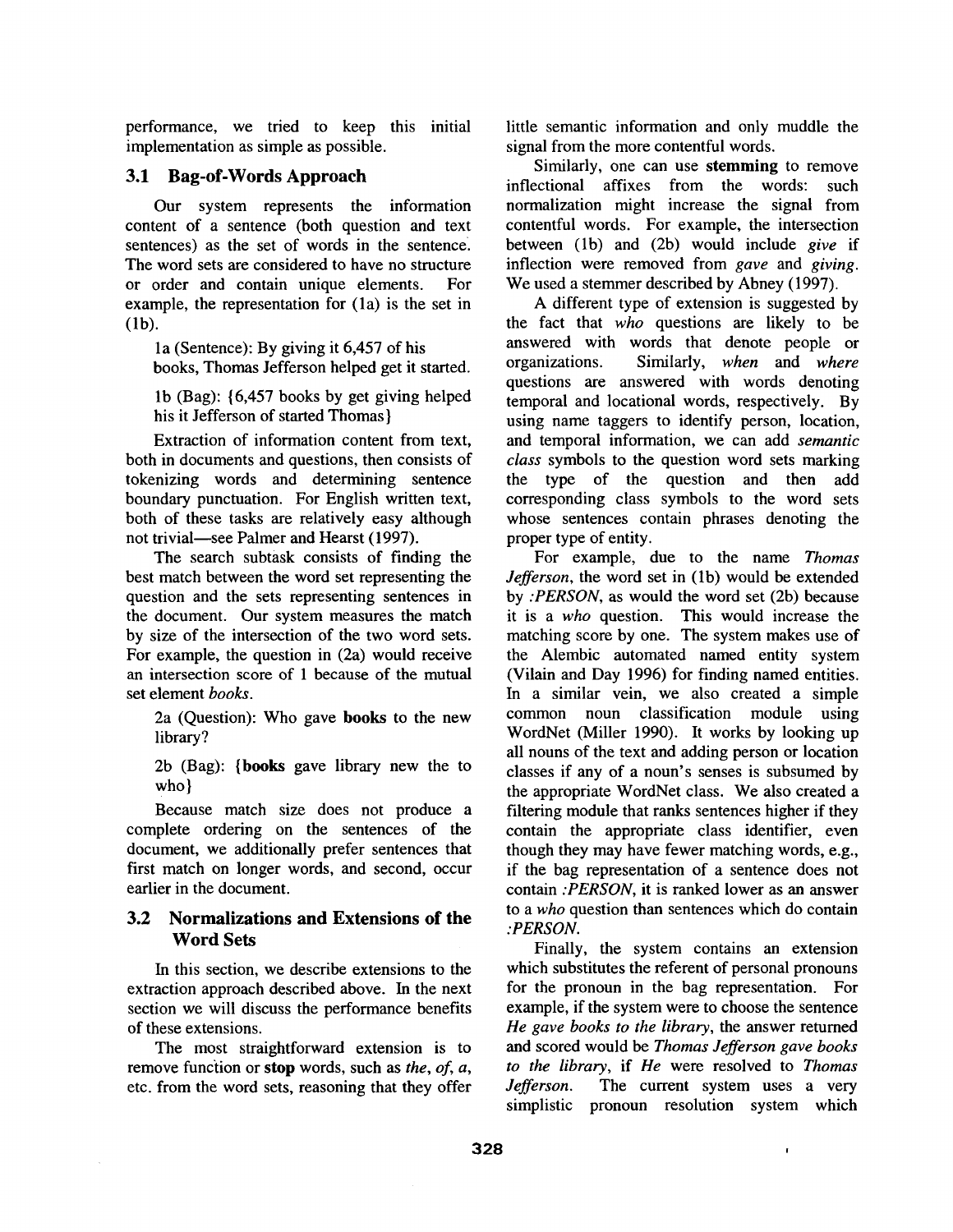performance, we tried to keep this initial implementation as simple as possible.

### 3.1 Bag-of-Words Approach

Our system represents the information content of a sentence (both question and text sentences) as the set of words in the sentence. The word sets are considered to have no structure or order and contain unique elements. For example, the representation for (1a) is the set in (1b).

1a (Sentence): By giving it 6,457 of his books, Thomas Jefferson helped get it started.

1b (Bag): {6,457 books by get giving helped his it Jefferson of started Thomas}

Extraction of information content from text, both in documents and questions, then consists of tokenizing words and determining sentence boundary punctuation. For English written text, both of these tasks are relatively easy although not trivial—see Palmer and Hearst (1997).

The search subtask consists of finding the best match between the word set representing the question and the sets representing sentences in the document. Our system measures the match by size of the intersection of the two word sets. For example, the question in (2a) would receive an intersection score of 1 because of the mutual set element *books*.

2a (Question): Who gave **books** to the new library?

2b (Bag): {**books** gave library new the to who}

Because match size does not produce a complete ordering on the sentences of the document, we additionally prefer sentences that first match on longer words, and second, occur earlier in the document.

### 3.2 Normalizations and Extensions of the Word Sets

In this section, we describe extensions to the extraction approach described above. In the next section we will discuss the performance benefits of these extensions.

The most straightforward extension is to remove function or **stop** words, such as *the, of, a,* etc. from the word sets, reasoning that they offer little semantic information and only muddle the signal from the more contentful words.

Similarly, one can use **stemming** to remove inflectional affixes from the words: such normalization might increase the signal from contentful words. For example, the intersection between (1b) and (2b) would include *give* if inflection were removed from *gave* and *giving*. We used a stemmer described by Abney (1997).

A different type of extension is suggested by the fact that *who* questions are likely to be answered with words that denote people or organizations. Similarly, *when* and *where* questions are answered with words denoting temporal and locational words, respectively. By using name taggers to identify person, location, and temporal information, we can add *semantic class* symbols to the question word sets marking the type of the question and then add corresponding class symbols to the word sets whose sentences contain phrases denoting the proper type of entity.

For example, due to the name *Thomas Jefferson*, the word set in (1b) would be extended by *:PERSON*, as would the word set (2b) because it is a *who* question. This would increase the matching score by one. The system makes use of the Alembic automated named entity system (Vilain and Day 1996) for finding named entities. In a similar vein, we also created a simple common noun classification module using WordNet (Miller 1990). It works by looking up all nouns of the text and adding person or location classes if any of a noun's senses is subsumed by the appropriate WordNet class. We also created a filtering module that ranks sentences higher if they contain the appropriate class identifier, even though they may have fewer matching words, e.g., if the bag representation of a sentence does not contain *:PERSON*, it is ranked lower as an answer to a *who* question than sentences which do contain *:PERSON*.

Finally, the system contains an extension which substitutes the referent of personal pronouns for the pronoun in the bag representation. For example, if the system were to choose the sentence *He gave books to the library*, the answer returned and scored would be *Thomas Jefferson gave books to the library*, if *He* were resolved to *Thomas Jefferson*. The current system uses a very simplistic pronoun resolution system which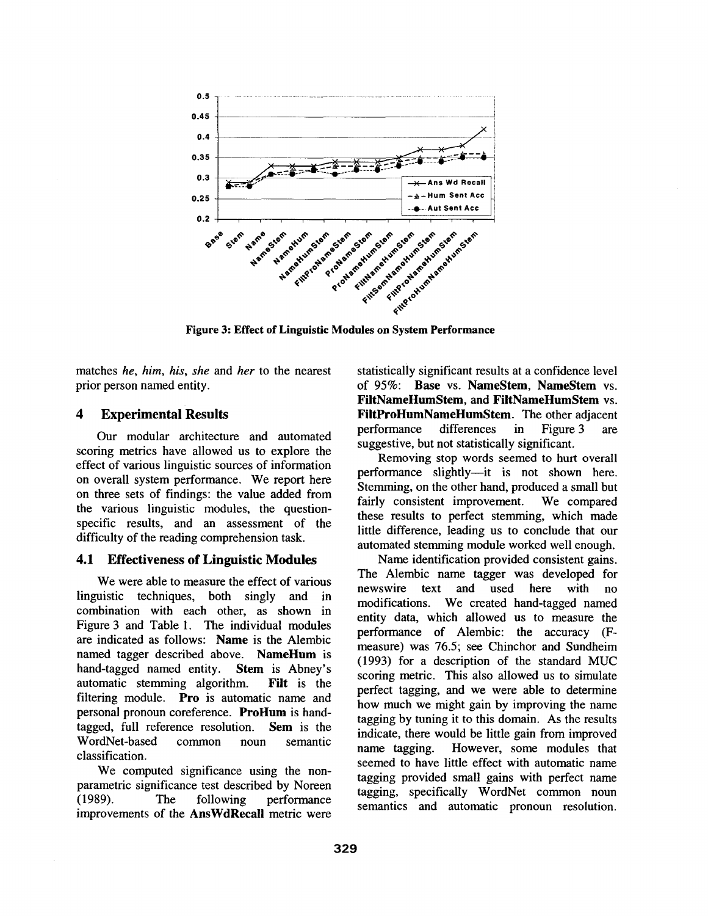Figure 3: Effect of Linguistic Modules on System Performance

matches *he*, *him*, *his*, *she* and *her* to the nearest prior person named entity.

## 4 Experimental Results

Our modular architecture and automated scoring metrics have allowed us to explore the effect of various linguistic sources of information on overall system performance. We report here on three sets of findings: the value added from the various linguistic modules, the question-specific results, and an assessment of the difficulty of the reading comprehension task.

### 4.1 Effectiveness of Linguistic Modules

We were able to measure the effect of various linguistic techniques, both singly and in combination with each other, as shown in Figure 3 and Table 1. The individual modules are indicated as follows: **Name** is the Alembic named tagger described above. **NameHum** is hand-tagged named entity. **Stem** is Abney's automatic stemming algorithm. **Filt** is the filtering module. **Pro** is automatic name and personal pronoun coreference. **ProHum** is hand-tagged, full reference resolution. **Sem** is the WordNet-based common noun semantic classification.

We computed significance using the non-parametric significance test described by Noreen (1989). The following performance improvements of the **AnsWdRecall** metric were statistically significant results at a confidence level of 95%: **Base** vs. **NameStem**, **NameStem** vs. **FiltNameHumStem**, and **FiltNameHumStem** vs. **FiltProHumNameHumStem**. The other adjacent performance differences in Figure 3 are suggestive, but not statistically significant.

Removing stop words seemed to hurt overall performance slightly—it is not shown here. Stemming, on the other hand, produced a small but fairly consistent improvement. We compared these results to perfect stemming, which made little difference, leading us to conclude that our automated stemming module worked well enough.

Name identification provided consistent gains. The Alembic name tagger was developed for newswire text and used here with no modifications. We created hand-tagged named entity data, which allowed us to measure the performance of Alembic: the accuracy (F-measure) was 76.5; see Chinchor and Sundheim (1993) for a description of the standard MUC scoring metric. This also allowed us to simulate perfect tagging, and we were able to determine how much we might gain by improving the name tagging by tuning it to this domain. As the results indicate, there would be little gain from improved name tagging. However, some modules that seemed to have little effect with automatic name tagging provided small gains with perfect name tagging, specifically WordNet common noun semantics and automatic pronoun resolution.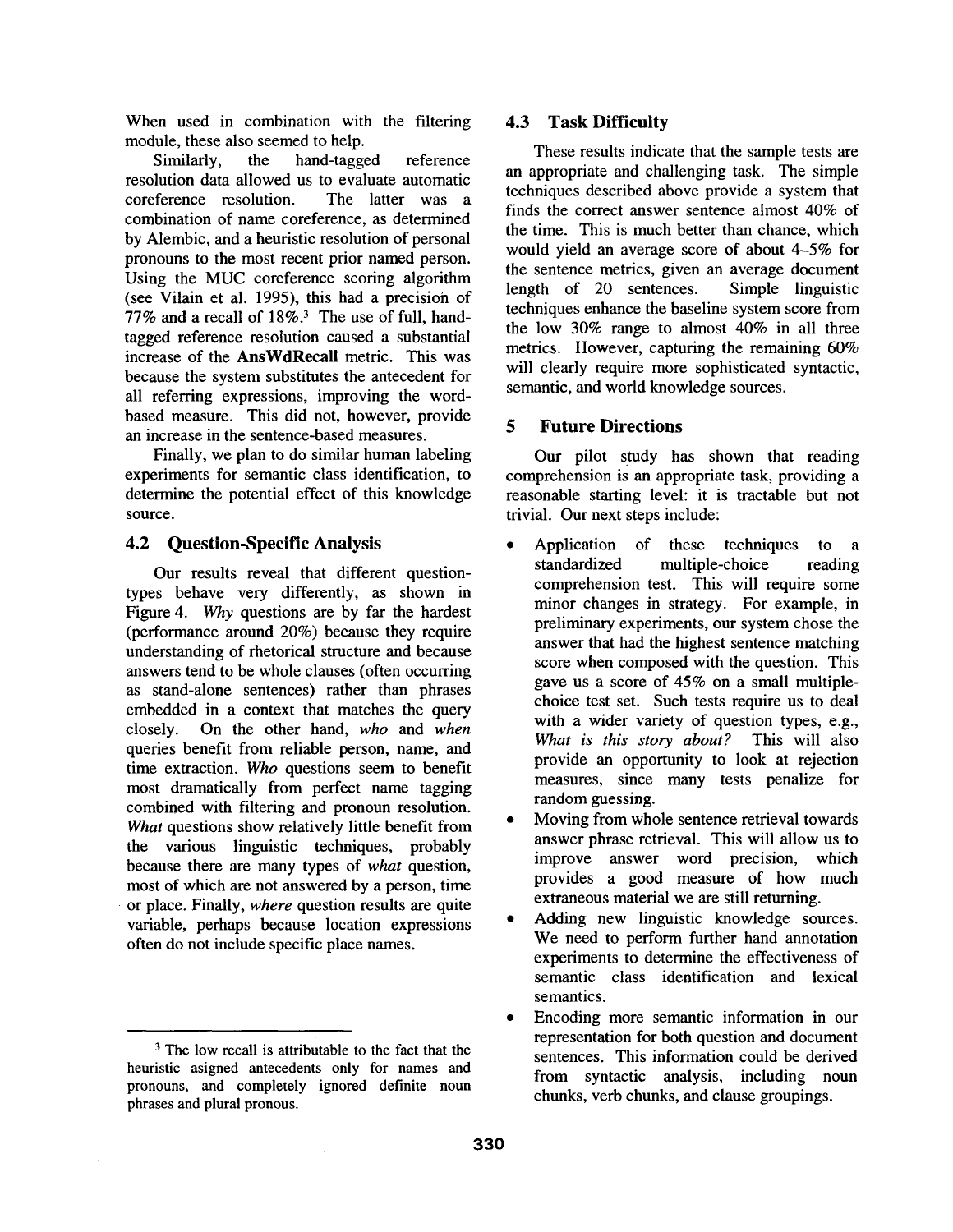When used in combination with the filtering module, these also seemed to help.

Similarly, the hand-tagged reference resolution data allowed us to evaluate automatic coreference resolution. The latter was a combination of name coreference, as determined by Alembic, and a heuristic resolution of personal pronouns to the most recent prior named person. Using the MUC coreference scoring algorithm (see Vilain et al. 1995), this had a precision of 77% and a recall of 18%.[3] The use of full, hand-tagged reference resolution caused a substantial increase of the **AnsWdRecall** metric. This was because the system substitutes the antecedent for all referring expressions, improving the word-based measure. This did not, however, provide an increase in the sentence-based measures.

Finally, we plan to do similar human labeling experiments for semantic class identification, to determine the potential effect of this knowledge source.

### 4.2 Question-Specific Analysis

Our results reveal that different question-types behave very differently, as shown in Figure 4. *Why* questions are by far the hardest (performance around 20%) because they require understanding of rhetorical structure and because answers tend to be whole clauses (often occurring as stand-alone sentences) rather than phrases embedded in a context that matches the query closely. On the other hand, *who* and *when* queries benefit from reliable person, name, and time extraction. *Who* questions seem to benefit most dramatically from perfect name tagging combined with filtering and pronoun resolution. *What* questions show relatively little benefit from the various linguistic techniques, probably because there are many types of *what* question, most of which are not answered by a person, time or place. Finally, *where* question results are quite variable, perhaps because location expressions often do not include specific place names.

[3] The low recall is attributable to the fact that the heuristic asigned antecedents only for names and pronouns, and completely ignored definite noun phrases and plural pronous.

### 4.3 Task Difficulty

These results indicate that the sample tests are an appropriate and challenging task. The simple techniques described above provide a system that finds the correct answer sentence almost 40% of the time. This is much better than chance, which would yield an average score of about 4–5% for the sentence metrics, given an average document length of 20 sentences. Simple linguistic techniques enhance the baseline system score from the low 30% range to almost 40% in all three metrics. However, capturing the remaining 60% will clearly require more sophisticated syntactic, semantic, and world knowledge sources.

## 5 Future Directions

Our pilot study has shown that reading comprehension is an appropriate task, providing a reasonable starting level: it is tractable but not trivial. Our next steps include:

- Application of these techniques to a standardized multiple-choice reading comprehension test. This will require some minor changes in strategy. For example, in preliminary experiments, our system chose the answer that had the highest sentence matching score when composed with the question. This gave us a score of 45% on a small multiple-choice test set. Such tests require us to deal with a wider variety of question types, e.g., *What is this story about?* This will also provide an opportunity to look at rejection measures, since many tests penalize for random guessing.
- Moving from whole sentence retrieval towards answer phrase retrieval. This will allow us to improve answer word precision, which provides a good measure of how much extraneous material we are still returning.
- Adding new linguistic knowledge sources. We need to perform further hand annotation experiments to determine the effectiveness of semantic class identification and lexical semantics.
- Encoding more semantic information in our representation for both question and document sentences. This information could be derived from syntactic analysis, including noun chunks, verb chunks, and clause groupings.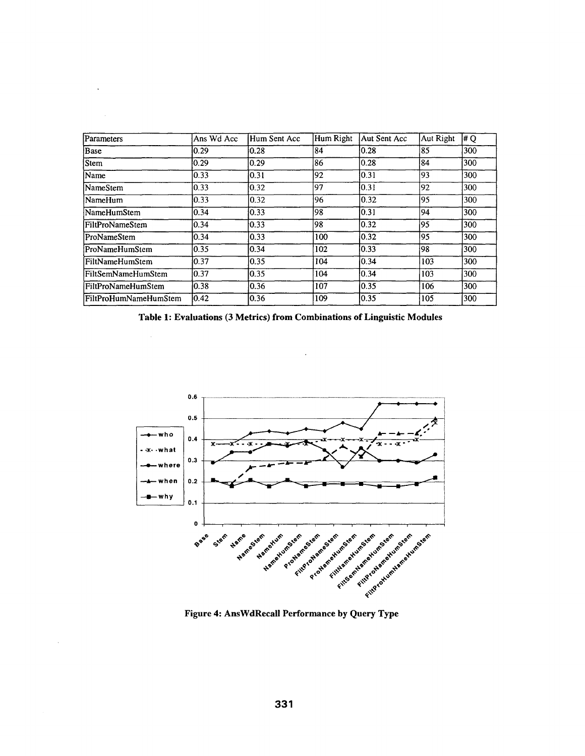| Parameters | Ans Wd Acc | Hum Sent Acc | Hum Right | Aut Sent Acc | Aut Right | # Q |
|---|---|---|---|---|---|---|
| Base | 0.29 | 0.28 | 84 | 0.28 | 85 | 300 |
| Stem | 0.29 | 0.29 | 86 | 0.28 | 84 | 300 |
| Name | 0.33 | 0.31 | 92 | 0.31 | 93 | 300 |
| NameStem | 0.33 | 0.32 | 97 | 0.31 | 92 | 300 |
| NameHum | 0.33 | 0.32 | 96 | 0.32 | 95 | 300 |
| NameHumStem | 0.34 | 0.33 | 98 | 0.31 | 94 | 300 |
| FiltProNameStem | 0.34 | 0.33 | 98 | 0.32 | 95 | 300 |
| ProNameStem | 0.34 | 0.33 | 100 | 0.32 | 95 | 300 |
| ProNameHumStem | 0.35 | 0.34 | 102 | 0.33 | 98 | 300 |
| FiltNameHumStem | 0.37 | 0.35 | 104 | 0.34 | 103 | 300 |
| FiltSemNameHumStem | 0.37 | 0.35 | 104 | 0.34 | 103 | 300 |
| FiltProNameHumStem | 0.38 | 0.36 | 107 | 0.35 | 106 | 300 |
| FiltProHumNameHumStem | 0.42 | 0.36 | 109 | 0.35 | 105 | 300 |

**Table 1: Evaluations (3 Metrics) from Combinations of Linguistic Modules**

**Figure 4: AnsWdRecall Performance by Query Type**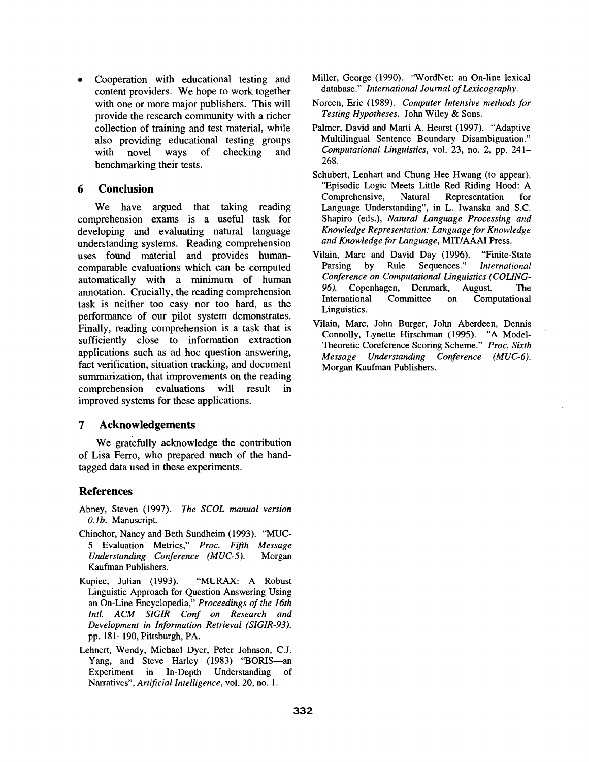- Cooperation with educational testing and content providers. We hope to work together with one or more major publishers. This will provide the research community with a richer collection of training and test material, while also providing educational testing groups with novel ways of checking and benchmarking their tests.

## 6 Conclusion

We have argued that taking reading comprehension exams is a useful task for developing and evaluating natural language understanding systems. Reading comprehension uses found material and provides human-comparable evaluations which can be computed automatically with a minimum of human annotation. Crucially, the reading comprehension task is neither too easy nor too hard, as the performance of our pilot system demonstrates. Finally, reading comprehension is a task that is sufficiently close to information extraction applications such as ad hoc question answering, fact verification, situation tracking, and document summarization, that improvements on the reading comprehension evaluations will result in improved systems for these applications.

## 7 Acknowledgements

We gratefully acknowledge the contribution of Lisa Ferro, who prepared much of the hand-tagged data used in these experiments.

## References

Abney, Steven (1997). *The SCOL manual version 0.1b*. Manuscript.

Chinchor, Nancy and Beth Sundheim (1993). "MUC-5 Evaluation Metrics," *Proc. Fifth Message Understanding Conference (MUC-5)*. Morgan Kaufman Publishers.

Kupiec, Julian (1993). "MURAX: A Robust Linguistic Approach for Question Answering Using an On-Line Encyclopedia," *Proceedings of the 16th Intl. ACM SIGIR Conf on Research and Development in Information Retrieval (SIGIR-93)*. pp. 181–190, Pittsburgh, PA.

Lehnert, Wendy, Michael Dyer, Peter Johnson, C.J. Yang, and Steve Harley (1983) "BORIS—an Experiment in In-Depth Understanding of Narratives", *Artificial Intelligence*, vol. 20, no. 1.

Miller, George (1990). "WordNet: an On-line lexical database." *International Journal of Lexicography*.

Noreen, Eric (1989). *Computer Intensive methods for Testing Hypotheses*. John Wiley & Sons.

Palmer, David and Marti A. Hearst (1997). "Adaptive Multilingual Sentence Boundary Disambiguation." *Computational Linguistics*, vol. 23, no. 2, pp. 241–268.

Schubert, Lenhart and Chung Hee Hwang (to appear). "Episodic Logic Meets Little Red Riding Hood: A Comprehensive, Natural Representation for Language Understanding", in L. Iwanska and S.C. Shapiro (eds.), *Natural Language Processing and Knowledge Representation: Language for Knowledge and Knowledge for Language*, MIT/AAAI Press.

Vilain, Marc and David Day (1996). "Finite-State Parsing by Rule Sequences." *International Conference on Computational Linguistics (COLING-96)*. Copenhagen, Denmark, August. The International Committee on Computational Linguistics.

Vilain, Marc, John Burger, John Aberdeen, Dennis Connolly, Lynette Hirschman (1995). "A Model-Theoretic Coreference Scoring Scheme." *Proc. Sixth Message Understanding Conference (MUC-6)*. Morgan Kaufman Publishers.